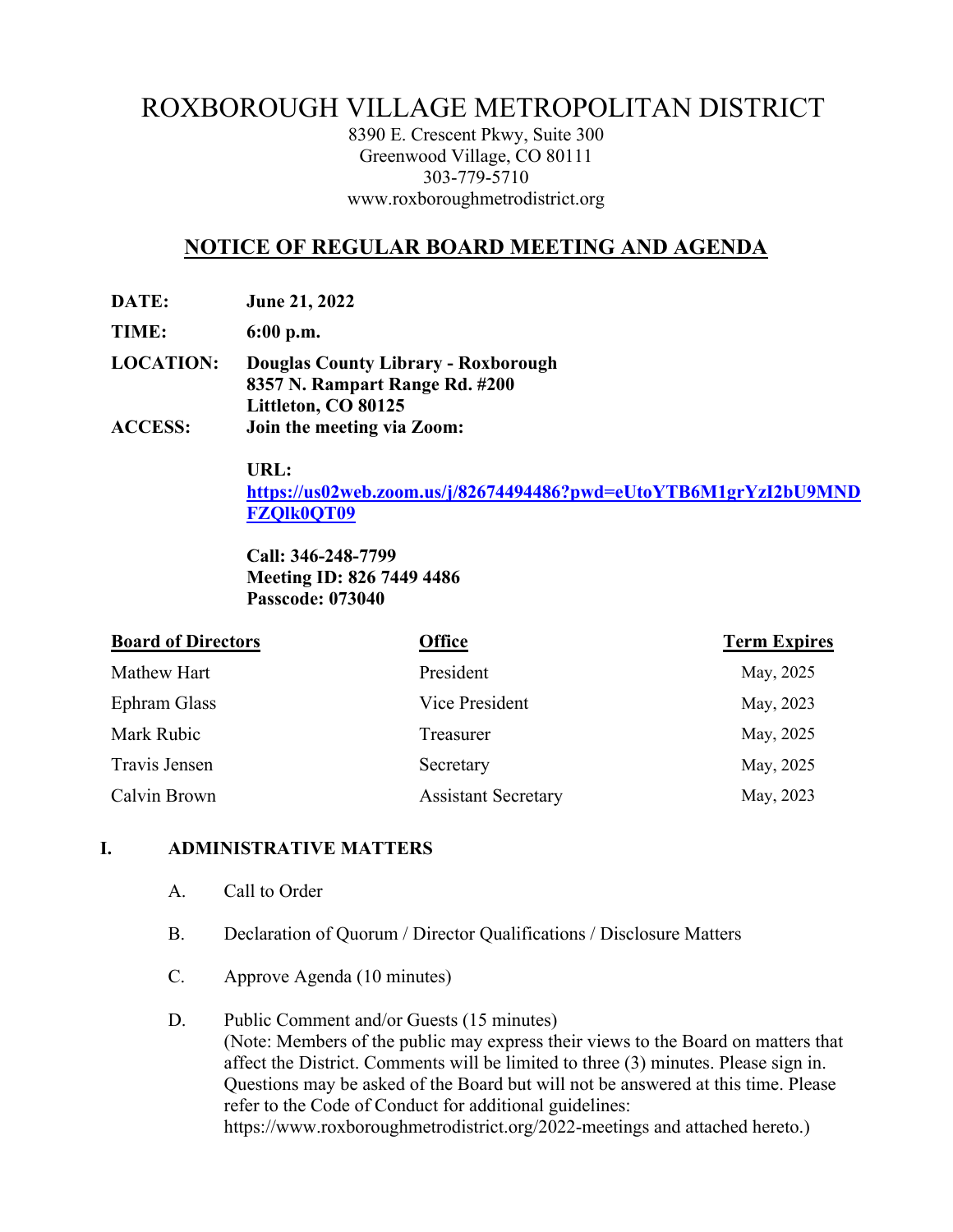# ROXBOROUGH VILLAGE METROPOLITAN DISTRICT

8390 E. Crescent Pkwy, Suite 300
Greenwood Village, CO 80111
303-779-5710
www.roxboroughmetrodistrict.org

## NOTICE OF REGULAR BOARD MEETING AND AGENDA

**DATE:** **June 21, 2022**

**TIME:** **6:00 p.m.**

**LOCATION:** **Douglas County Library - Roxborough**
**8357 N. Rampart Range Rd. #200**
**Littleton, CO 80125**

**ACCESS:** **Join the meeting via Zoom:**

**URL:**
**https://us02web.zoom.us/j/82674494486?pwd=eUtoYTB6M1grYzI2bU9MNDFZQlk0QT09**

**Call: 346-248-7799**
**Meeting ID: 826 7449 4486**
**Passcode: 073040**

| Board of Directors | Office | Term Expires |
|---|---|---|
| Mathew Hart | President | May, 2025 |
| Ephram Glass | Vice President | May, 2023 |
| Mark Rubic | Treasurer | May, 2025 |
| Travis Jensen | Secretary | May, 2025 |
| Calvin Brown | Assistant Secretary | May, 2023 |

### I. ADMINISTRATIVE MATTERS

A. Call to Order

B. Declaration of Quorum / Director Qualifications / Disclosure Matters

C. Approve Agenda (10 minutes)

D. Public Comment and/or Guests (15 minutes)
(Note: Members of the public may express their views to the Board on matters that affect the District. Comments will be limited to three (3) minutes. Please sign in. Questions may be asked of the Board but will not be answered at this time. Please refer to the Code of Conduct for additional guidelines: https://www.roxboroughmetrodistrict.org/2022-meetings and attached hereto.)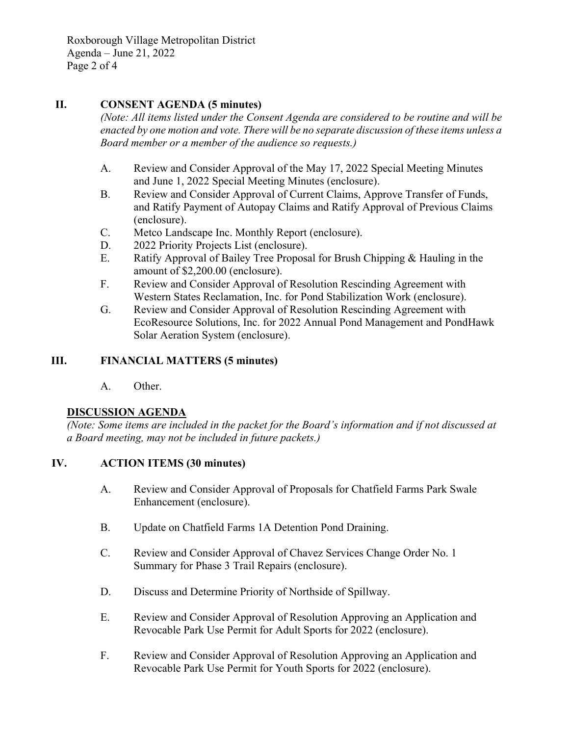## II. CONSENT AGENDA (5 minutes)

*(Note: All items listed under the Consent Agenda are considered to be routine and will be enacted by one motion and vote. There will be no separate discussion of these items unless a Board member or a member of the audience so requests.)*

A. Review and Consider Approval of the May 17, 2022 Special Meeting Minutes and June 1, 2022 Special Meeting Minutes (enclosure).

B. Review and Consider Approval of Current Claims, Approve Transfer of Funds, and Ratify Payment of Autopay Claims and Ratify Approval of Previous Claims (enclosure).

C. Metco Landscape Inc. Monthly Report (enclosure).

D. 2022 Priority Projects List (enclosure).

E. Ratify Approval of Bailey Tree Proposal for Brush Chipping & Hauling in the amount of $2,200.00 (enclosure).

F. Review and Consider Approval of Resolution Rescinding Agreement with Western States Reclamation, Inc. for Pond Stabilization Work (enclosure).

G. Review and Consider Approval of Resolution Rescinding Agreement with EcoResource Solutions, Inc. for 2022 Annual Pond Management and PondHawk Solar Aeration System (enclosure).

## III. FINANCIAL MATTERS (5 minutes)

A. Other.

**DISCUSSION AGENDA**

*(Note: Some items are included in the packet for the Board's information and if not discussed at a Board meeting, may not be included in future packets.)*

## IV. ACTION ITEMS (30 minutes)

A. Review and Consider Approval of Proposals for Chatfield Farms Park Swale Enhancement (enclosure).

B. Update on Chatfield Farms 1A Detention Pond Draining.

C. Review and Consider Approval of Chavez Services Change Order No. 1 Summary for Phase 3 Trail Repairs (enclosure).

D. Discuss and Determine Priority of Northside of Spillway.

E. Review and Consider Approval of Resolution Approving an Application and Revocable Park Use Permit for Adult Sports for 2022 (enclosure).

F. Review and Consider Approval of Resolution Approving an Application and Revocable Park Use Permit for Youth Sports for 2022 (enclosure).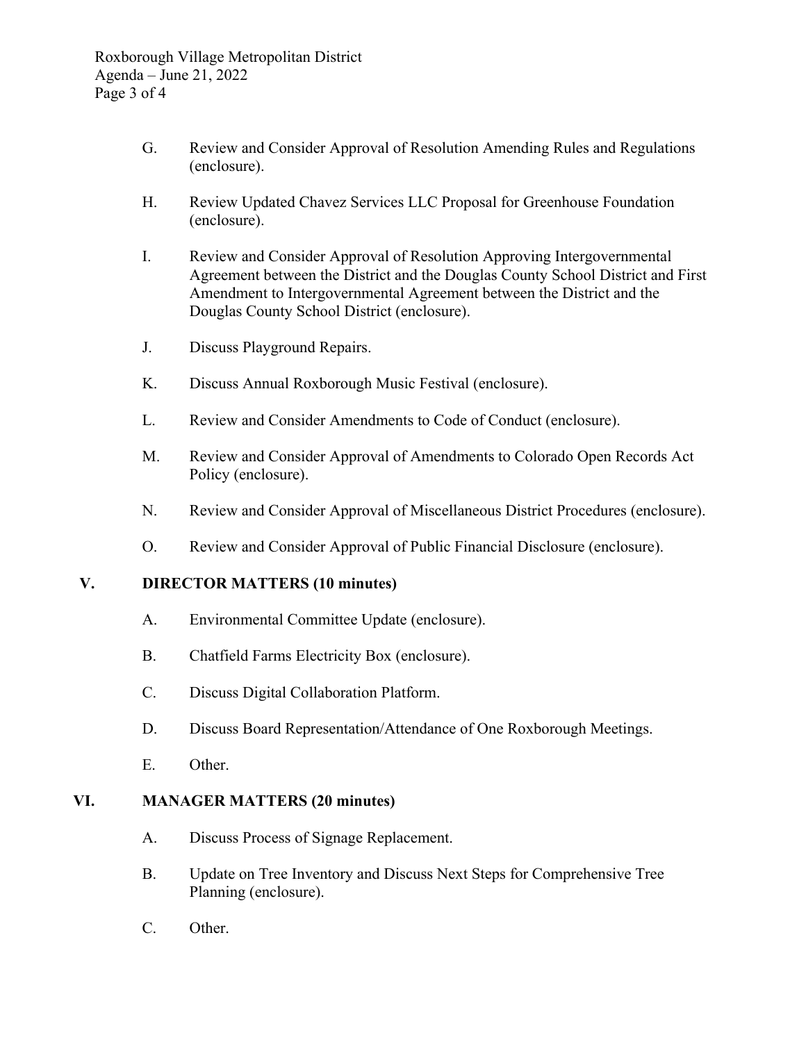G. Review and Consider Approval of Resolution Amending Rules and Regulations (enclosure).

H. Review Updated Chavez Services LLC Proposal for Greenhouse Foundation (enclosure).

I. Review and Consider Approval of Resolution Approving Intergovernmental Agreement between the District and the Douglas County School District and First Amendment to Intergovernmental Agreement between the District and the Douglas County School District (enclosure).

J. Discuss Playground Repairs.

K. Discuss Annual Roxborough Music Festival (enclosure).

L. Review and Consider Amendments to Code of Conduct (enclosure).

M. Review and Consider Approval of Amendments to Colorado Open Records Act Policy (enclosure).

N. Review and Consider Approval of Miscellaneous District Procedures (enclosure).

O. Review and Consider Approval of Public Financial Disclosure (enclosure).

## V. DIRECTOR MATTERS (10 minutes)

A. Environmental Committee Update (enclosure).

B. Chatfield Farms Electricity Box (enclosure).

C. Discuss Digital Collaboration Platform.

D. Discuss Board Representation/Attendance of One Roxborough Meetings.

E. Other.

## VI. MANAGER MATTERS (20 minutes)

A. Discuss Process of Signage Replacement.

B. Update on Tree Inventory and Discuss Next Steps for Comprehensive Tree Planning (enclosure).

C. Other.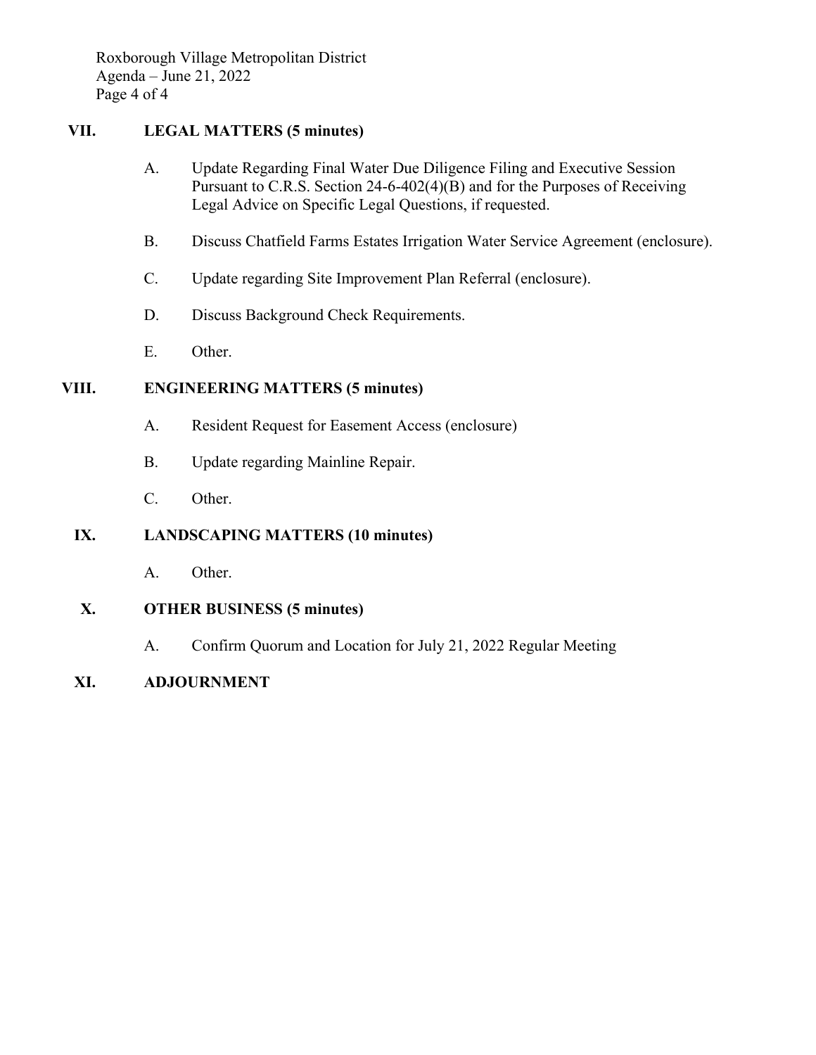## VII. LEGAL MATTERS (5 minutes)

A. Update Regarding Final Water Due Diligence Filing and Executive Session Pursuant to C.R.S. Section 24-6-402(4)(B) and for the Purposes of Receiving Legal Advice on Specific Legal Questions, if requested.

B. Discuss Chatfield Farms Estates Irrigation Water Service Agreement (enclosure).

C. Update regarding Site Improvement Plan Referral (enclosure).

D. Discuss Background Check Requirements.

E. Other.

## VIII. ENGINEERING MATTERS (5 minutes)

A. Resident Request for Easement Access (enclosure)

B. Update regarding Mainline Repair.

C. Other.

## IX. LANDSCAPING MATTERS (10 minutes)

A. Other.

## X. OTHER BUSINESS (5 minutes)

A. Confirm Quorum and Location for July 21, 2022 Regular Meeting

## XI. ADJOURNMENT